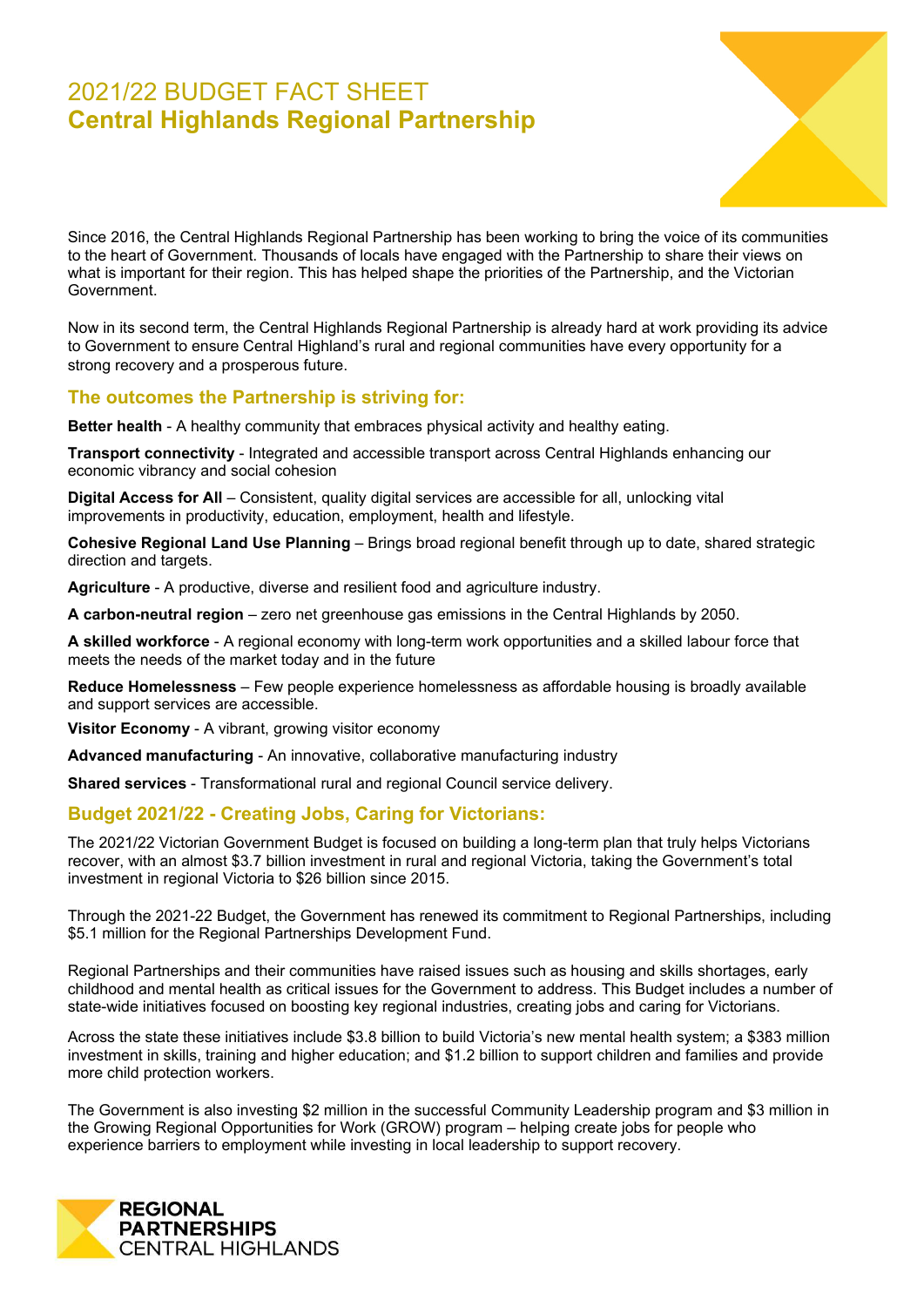# 2021/22 BUDGET FACT SHEET
# Central Highlands Regional Partnership

Since 2016, the Central Highlands Regional Partnership has been working to bring the voice of its communities to the heart of Government. Thousands of locals have engaged with the Partnership to share their views on what is important for their region. This has helped shape the priorities of the Partnership, and the Victorian Government.

Now in its second term, the Central Highlands Regional Partnership is already hard at work providing its advice to Government to ensure Central Highland's rural and regional communities have every opportunity for a strong recovery and a prosperous future.

## The outcomes the Partnership is striving for:

**Better health** - A healthy community that embraces physical activity and healthy eating.

**Transport connectivity** - Integrated and accessible transport across Central Highlands enhancing our economic vibrancy and social cohesion

**Digital Access for All** – Consistent, quality digital services are accessible for all, unlocking vital improvements in productivity, education, employment, health and lifestyle.

**Cohesive Regional Land Use Planning** – Brings broad regional benefit through up to date, shared strategic direction and targets.

**Agriculture** - A productive, diverse and resilient food and agriculture industry.

**A carbon-neutral region** – zero net greenhouse gas emissions in the Central Highlands by 2050.

**A skilled workforce** - A regional economy with long-term work opportunities and a skilled labour force that meets the needs of the market today and in the future

**Reduce Homelessness** – Few people experience homelessness as affordable housing is broadly available and support services are accessible.

**Visitor Economy** - A vibrant, growing visitor economy

**Advanced manufacturing** - An innovative, collaborative manufacturing industry

**Shared services** - Transformational rural and regional Council service delivery.

## Budget 2021/22 - Creating Jobs, Caring for Victorians:

The 2021/22 Victorian Government Budget is focused on building a long-term plan that truly helps Victorians recover, with an almost $3.7 billion investment in rural and regional Victoria, taking the Government's total investment in regional Victoria to $26 billion since 2015.

Through the 2021-22 Budget, the Government has renewed its commitment to Regional Partnerships, including $5.1 million for the Regional Partnerships Development Fund.

Regional Partnerships and their communities have raised issues such as housing and skills shortages, early childhood and mental health as critical issues for the Government to address. This Budget includes a number of state-wide initiatives focused on boosting key regional industries, creating jobs and caring for Victorians.

Across the state these initiatives include $3.8 billion to build Victoria's new mental health system; a $383 million investment in skills, training and higher education; and $1.2 billion to support children and families and provide more child protection workers.

The Government is also investing $2 million in the successful Community Leadership program and $3 million in the Growing Regional Opportunities for Work (GROW) program – helping create jobs for people who experience barriers to employment while investing in local leadership to support recovery.

REGIONAL PARTNERSHIPS CENTRAL HIGHLANDS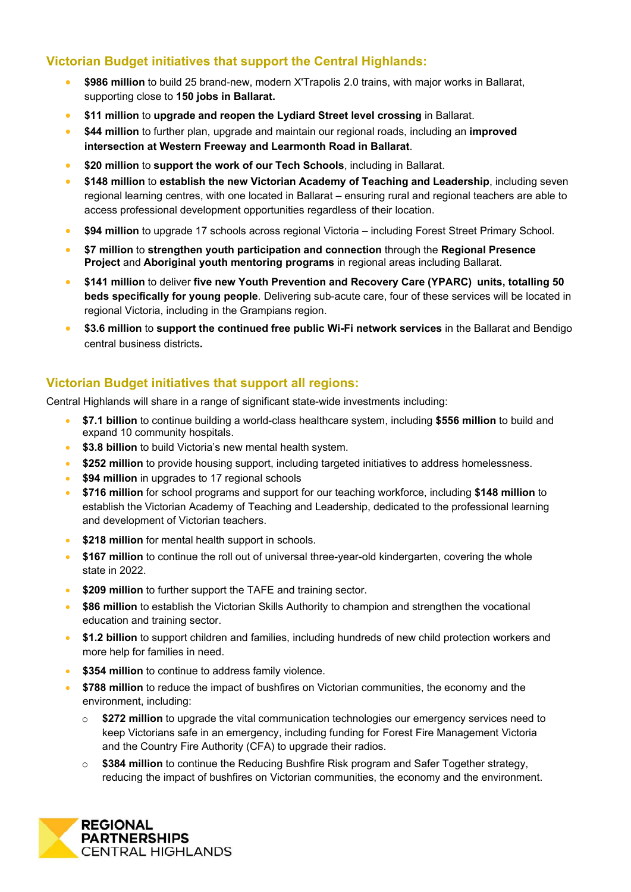## Victorian Budget initiatives that support the Central Highlands:

- **$986 million** to build 25 brand-new, modern X'Trapolis 2.0 trains, with major works in Ballarat, supporting close to **150 jobs in Ballarat.**
- **$11 million** to **upgrade and reopen the Lydiard Street level crossing** in Ballarat.
- **$44 million** to further plan, upgrade and maintain our regional roads, including an **improved intersection at Western Freeway and Learmonth Road in Ballarat**.
- **$20 million** to **support the work of our Tech Schools**, including in Ballarat.
- **$148 million** to **establish the new Victorian Academy of Teaching and Leadership**, including seven regional learning centres, with one located in Ballarat – ensuring rural and regional teachers are able to access professional development opportunities regardless of their location.
- **$94 million** to upgrade 17 schools across regional Victoria – including Forest Street Primary School.
- **$7 million** to **strengthen youth participation and connection** through the **Regional Presence Project** and **Aboriginal youth mentoring programs** in regional areas including Ballarat.
- **$141 million** to deliver **five new Youth Prevention and Recovery Care (YPARC) units, totalling 50 beds specifically for young people**. Delivering sub-acute care, four of these services will be located in regional Victoria, including in the Grampians region.
- **$3.6 million** to **support the continued free public Wi-Fi network services** in the Ballarat and Bendigo central business districts**.**

## Victorian Budget initiatives that support all regions:

Central Highlands will share in a range of significant state-wide investments including:

- **$7.1 billion** to continue building a world-class healthcare system, including **$556 million** to build and expand 10 community hospitals.
- **$3.8 billion** to build Victoria's new mental health system.
- **$252 million** to provide housing support, including targeted initiatives to address homelessness.
- **$94 million** in upgrades to 17 regional schools
- **$716 million** for school programs and support for our teaching workforce, including **$148 million** to establish the Victorian Academy of Teaching and Leadership, dedicated to the professional learning and development of Victorian teachers.
- **$218 million** for mental health support in schools.
- **$167 million** to continue the roll out of universal three-year-old kindergarten, covering the whole state in 2022.
- **$209 million** to further support the TAFE and training sector.
- **$86 million** to establish the Victorian Skills Authority to champion and strengthen the vocational education and training sector.
- **$1.2 billion** to support children and families, including hundreds of new child protection workers and more help for families in need.
- **$354 million** to continue to address family violence.
- **$788 million** to reduce the impact of bushfires on Victorian communities, the economy and the environment, including:
  - **$272 million** to upgrade the vital communication technologies our emergency services need to keep Victorians safe in an emergency, including funding for Forest Fire Management Victoria and the Country Fire Authority (CFA) to upgrade their radios.
  - **$384 million** to continue the Reducing Bushfire Risk program and Safer Together strategy, reducing the impact of bushfires on Victorian communities, the economy and the environment.

REGIONAL PARTNERSHIPS CENTRAL HIGHLANDS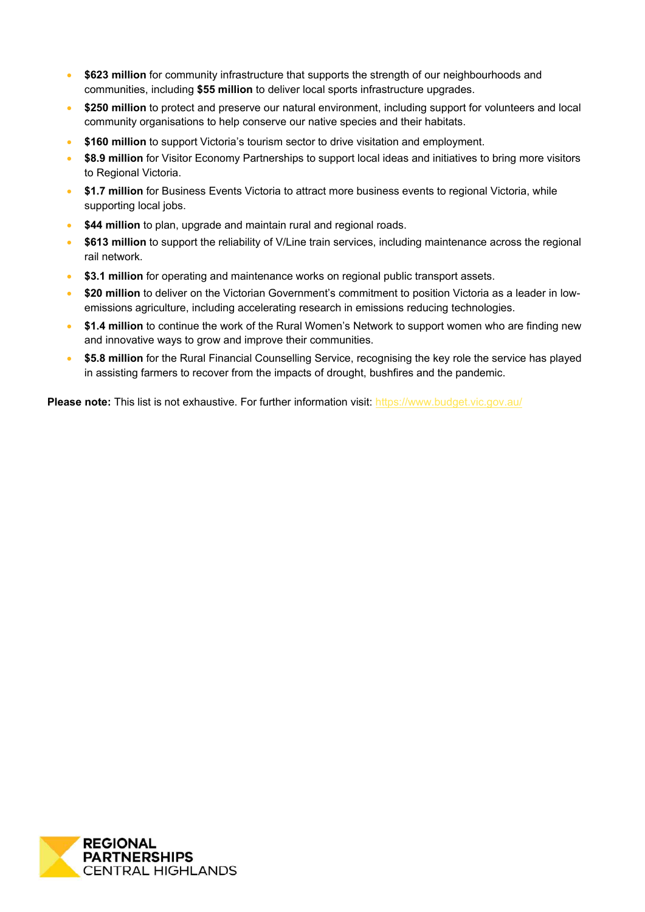- **$623 million** for community infrastructure that supports the strength of our neighbourhoods and communities, including **$55 million** to deliver local sports infrastructure upgrades.
- **$250 million** to protect and preserve our natural environment, including support for volunteers and local community organisations to help conserve our native species and their habitats.
- **$160 million** to support Victoria's tourism sector to drive visitation and employment.
- **$8.9 million** for Visitor Economy Partnerships to support local ideas and initiatives to bring more visitors to Regional Victoria.
- **$1.7 million** for Business Events Victoria to attract more business events to regional Victoria, while supporting local jobs.
- **$44 million** to plan, upgrade and maintain rural and regional roads.
- **$613 million** to support the reliability of V/Line train services, including maintenance across the regional rail network.
- **$3.1 million** for operating and maintenance works on regional public transport assets.
- **$20 million** to deliver on the Victorian Government's commitment to position Victoria as a leader in low-emissions agriculture, including accelerating research in emissions reducing technologies.
- **$1.4 million** to continue the work of the Rural Women's Network to support women who are finding new and innovative ways to grow and improve their communities.
- **$5.8 million** for the Rural Financial Counselling Service, recognising the key role the service has played in assisting farmers to recover from the impacts of drought, bushfires and the pandemic.

**Please note:** This list is not exhaustive. For further information visit: https://www.budget.vic.gov.au/

REGIONAL PARTNERSHIPS CENTRAL HIGHLANDS